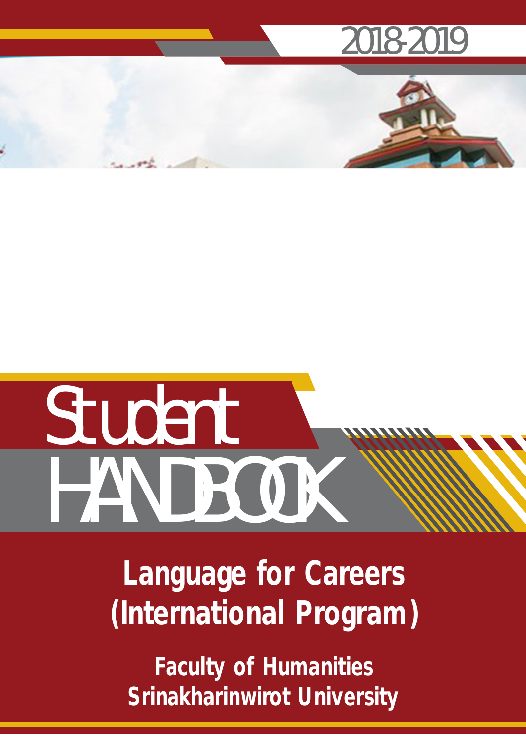2018-2019

# Student HANDBOOK

## Language for Careers (International Program)

### Faculty of Humanities
### Srinakharinwirot University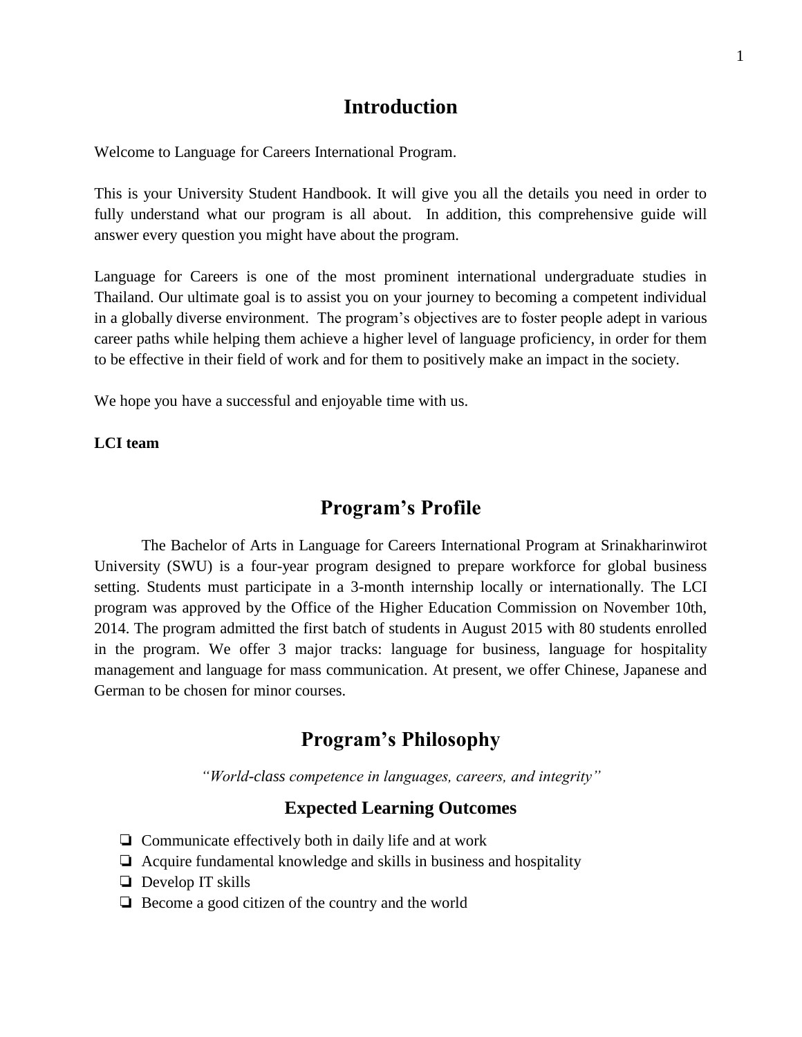# Introduction

Welcome to Language for Careers International Program.

This is your University Student Handbook. It will give you all the details you need in order to fully understand what our program is all about. In addition, this comprehensive guide will answer every question you might have about the program.

Language for Careers is one of the most prominent international undergraduate studies in Thailand. Our ultimate goal is to assist you on your journey to becoming a competent individual in a globally diverse environment. The program's objectives are to foster people adept in various career paths while helping them achieve a higher level of language proficiency, in order for them to be effective in their field of work and for them to positively make an impact in the society.

We hope you have a successful and enjoyable time with us.

**LCI team**

# Program's Profile

The Bachelor of Arts in Language for Careers International Program at Srinakharinwirot University (SWU) is a four-year program designed to prepare workforce for global business setting. Students must participate in a 3-month internship locally or internationally. The LCI program was approved by the Office of the Higher Education Commission on November 10th, 2014. The program admitted the first batch of students in August 2015 with 80 students enrolled in the program. We offer 3 major tracks: language for business, language for hospitality management and language for mass communication. At present, we offer Chinese, Japanese and German to be chosen for minor courses.

# Program's Philosophy

*"World-class competence in languages, careers, and integrity"*

## Expected Learning Outcomes

- Communicate effectively both in daily life and at work
- Acquire fundamental knowledge and skills in business and hospitality
- Develop IT skills
- Become a good citizen of the country and the world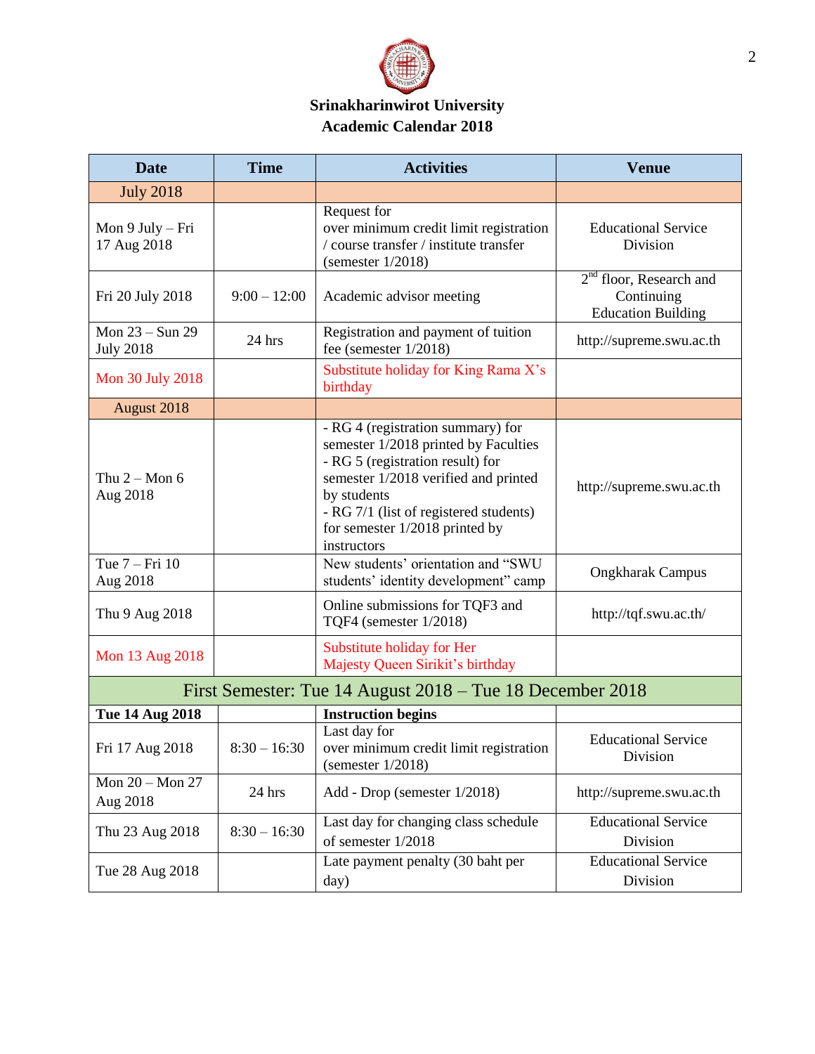# Srinakharinwirot University
## Academic Calendar 2018

| Date | Time | Activities | Venue |
|---|---|---|---|
| July 2018 | | | |
| Mon 9 July – Fri 17 Aug 2018 | | Request for over minimum credit limit registration / course transfer / institute transfer (semester 1/2018) | Educational Service Division |
| Fri 20 July 2018 | 9:00 – 12:00 | Academic advisor meeting | 2nd floor, Research and Continuing Education Building |
| Mon 23 – Sun 29 July 2018 | 24 hrs | Registration and payment of tuition fee (semester 1/2018) | http://supreme.swu.ac.th |
| Mon 30 July 2018 | | Substitute holiday for King Rama X's birthday | |
| August 2018 | | | |
| Thu 2 – Mon 6 Aug 2018 | | - RG 4 (registration summary) for semester 1/2018 printed by Faculties<br>- RG 5 (registration result) for semester 1/2018 verified and printed by students<br>- RG 7/1 (list of registered students) for semester 1/2018 printed by instructors | http://supreme.swu.ac.th |
| Tue 7 – Fri 10 Aug 2018 | | New students' orientation and "SWU students' identity development" camp | Ongkharak Campus |
| Thu 9 Aug 2018 | | Online submissions for TQF3 and TQF4 (semester 1/2018) | http://tqf.swu.ac.th/ |
| Mon 13 Aug 2018 | | Substitute holiday for Her Majesty Queen Sirikit's birthday | |
| First Semester: Tue 14 August 2018 – Tue 18 December 2018 | | | |
| **Tue 14 Aug 2018** | | **Instruction begins** | |
| Fri 17 Aug 2018 | 8:30 – 16:30 | Last day for over minimum credit limit registration (semester 1/2018) | Educational Service Division |
| Mon 20 – Mon 27 Aug 2018 | 24 hrs | Add - Drop (semester 1/2018) | http://supreme.swu.ac.th |
| Thu 23 Aug 2018 | 8:30 – 16:30 | Last day for changing class schedule of semester 1/2018 | Educational Service Division |
| Tue 28 Aug 2018 | | Late payment penalty (30 baht per day) | Educational Service Division |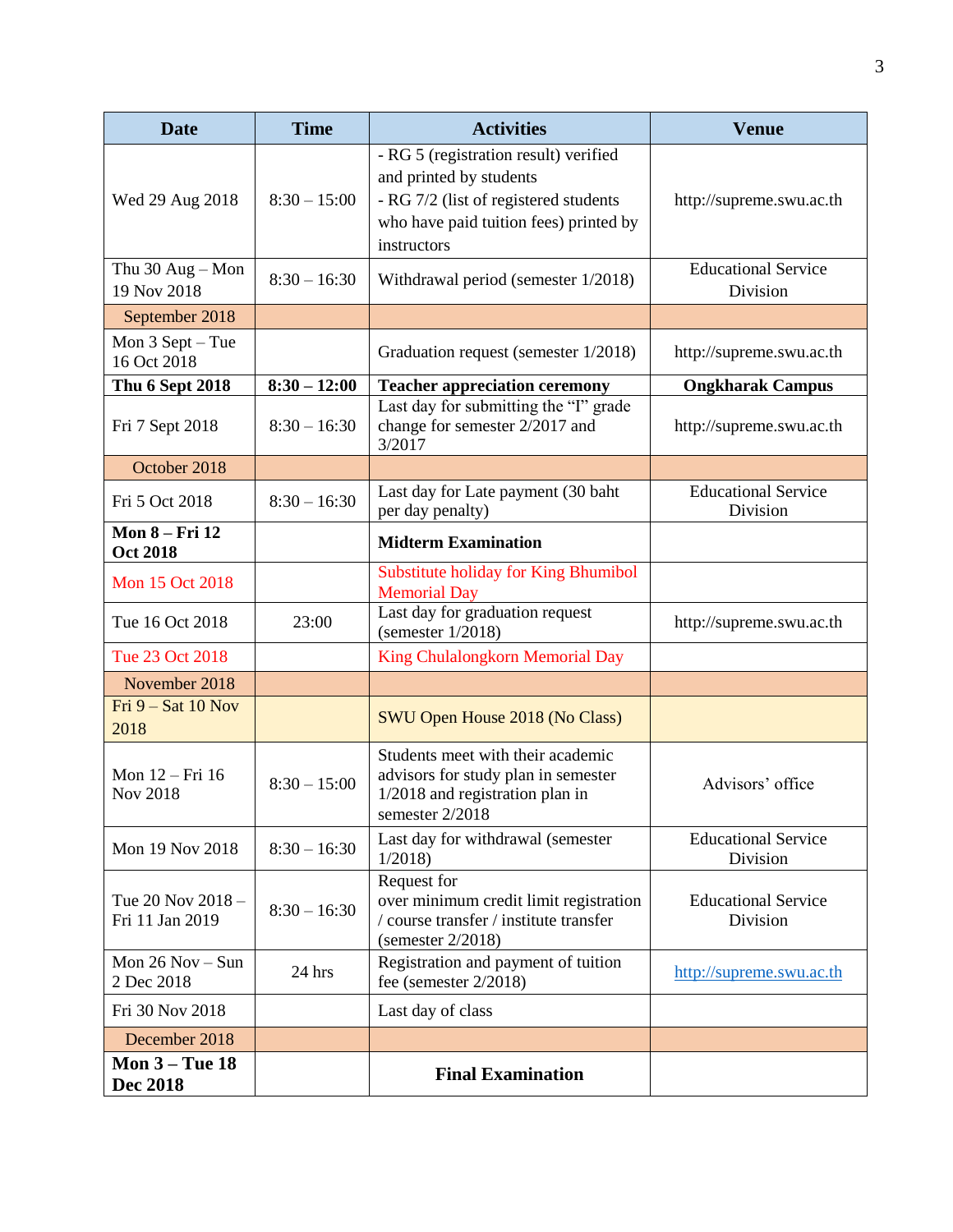| Date | Time | Activities | Venue |
|---|---|---|---|
| Wed 29 Aug 2018 | 8:30 – 15:00 | - RG 5 (registration result) verified and printed by students<br>- RG 7/2 (list of registered students who have paid tuition fees) printed by instructors | http://supreme.swu.ac.th |
| Thu 30 Aug – Mon 19 Nov 2018 | 8:30 – 16:30 | Withdrawal period (semester 1/2018) | Educational Service Division |
| September 2018 | | | |
| Mon 3 Sept – Tue 16 Oct 2018 | | Graduation request (semester 1/2018) | http://supreme.swu.ac.th |
| **Thu 6 Sept 2018** | **8:30 – 12:00** | **Teacher appreciation ceremony** | **Ongkharak Campus** |
| Fri 7 Sept 2018 | 8:30 – 16:30 | Last day for submitting the "I" grade change for semester 2/2017 and 3/2017 | http://supreme.swu.ac.th |
| October 2018 | | | |
| Fri 5 Oct 2018 | 8:30 – 16:30 | Last day for Late payment (30 baht per day penalty) | Educational Service Division |
| **Mon 8 – Fri 12 Oct 2018** | | **Midterm Examination** | |
| Mon 15 Oct 2018 | | Substitute holiday for King Bhumibol Memorial Day | |
| Tue 16 Oct 2018 | 23:00 | Last day for graduation request (semester 1/2018) | http://supreme.swu.ac.th |
| Tue 23 Oct 2018 | | King Chulalongkorn Memorial Day | |
| November 2018 | | | |
| Fri 9 – Sat 10 Nov 2018 | | SWU Open House 2018 (No Class) | |
| Mon 12 – Fri 16 Nov 2018 | 8:30 – 15:00 | Students meet with their academic advisors for study plan in semester 1/2018 and registration plan in semester 2/2018 | Advisors' office |
| Mon 19 Nov 2018 | 8:30 – 16:30 | Last day for withdrawal (semester 1/2018) | Educational Service Division |
| Tue 20 Nov 2018 – Fri 11 Jan 2019 | 8:30 – 16:30 | Request for over minimum credit limit registration / course transfer / institute transfer (semester 2/2018) | Educational Service Division |
| Mon 26 Nov – Sun 2 Dec 2018 | 24 hrs | Registration and payment of tuition fee (semester 2/2018) | http://supreme.swu.ac.th |
| Fri 30 Nov 2018 | | Last day of class | |
| December 2018 | | | |
| **Mon 3 – Tue 18 Dec 2018** | | **Final Examination** | |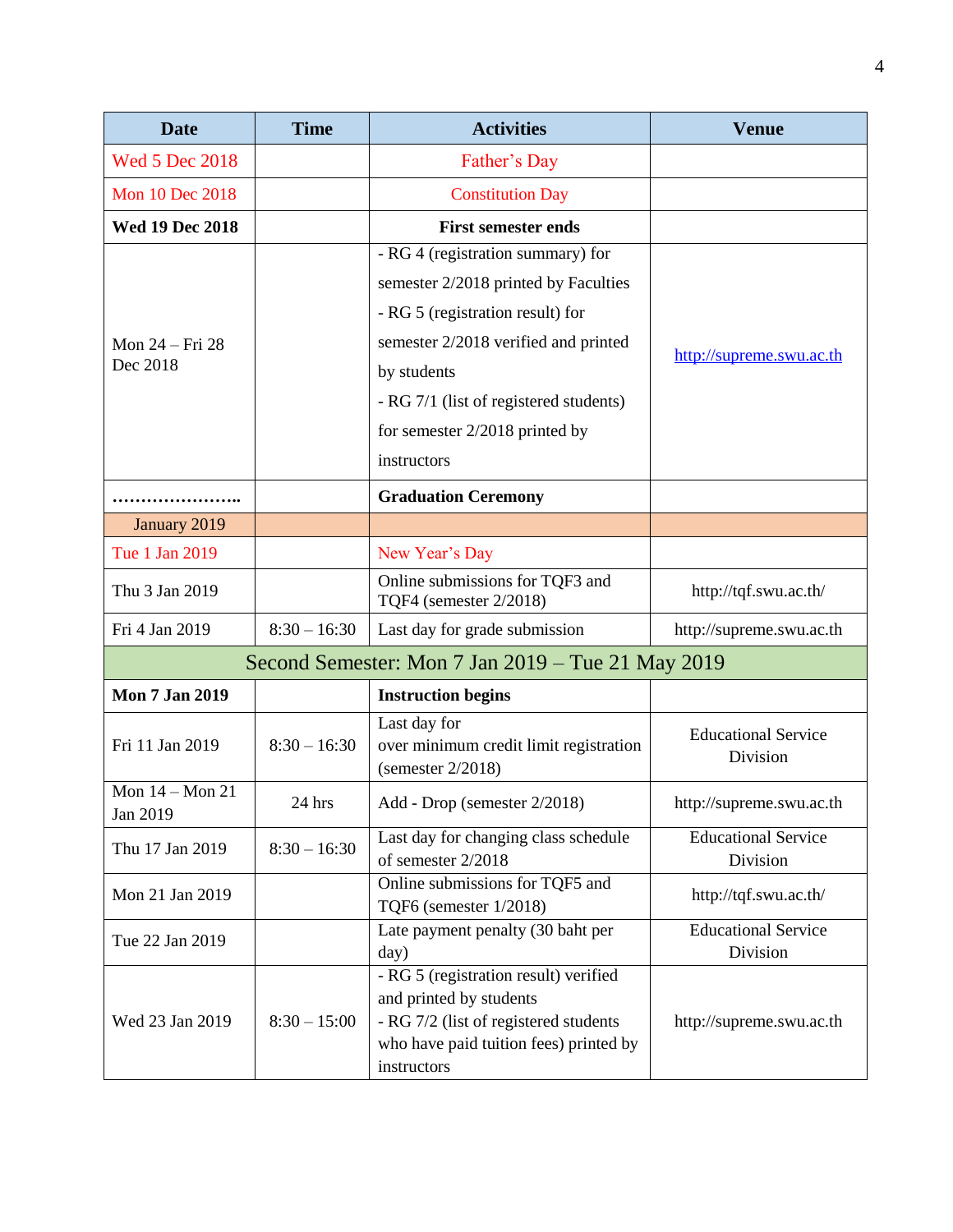| Date | Time | Activities | Venue |
|---|---|---|---|
| Wed 5 Dec 2018 | | Father's Day | |
| Mon 10 Dec 2018 | | Constitution Day | |
| **Wed 19 Dec 2018** | | **First semester ends** | |
| Mon 24 – Fri 28 Dec 2018 | | - RG 4 (registration summary) for semester 2/2018 printed by Faculties<br>- RG 5 (registration result) for semester 2/2018 verified and printed by students<br>- RG 7/1 (list of registered students) for semester 2/2018 printed by instructors | http://supreme.swu.ac.th |
| ………………….. | | **Graduation Ceremony** | |
| January 2019 | | | |
| Tue 1 Jan 2019 | | New Year's Day | |
| Thu 3 Jan 2019 | | Online submissions for TQF3 and TQF4 (semester 2/2018) | http://tqf.swu.ac.th/ |
| Fri 4 Jan 2019 | 8:30 – 16:30 | Last day for grade submission | http://supreme.swu.ac.th |
| Second Semester: Mon 7 Jan 2019 – Tue 21 May 2019 | | | |
| **Mon 7 Jan 2019** | | **Instruction begins** | |
| Fri 11 Jan 2019 | 8:30 – 16:30 | Last day for over minimum credit limit registration (semester 2/2018) | Educational Service Division |
| Mon 14 – Mon 21 Jan 2019 | 24 hrs | Add - Drop (semester 2/2018) | http://supreme.swu.ac.th |
| Thu 17 Jan 2019 | 8:30 – 16:30 | Last day for changing class schedule of semester 2/2018 | Educational Service Division |
| Mon 21 Jan 2019 | | Online submissions for TQF5 and TQF6 (semester 1/2018) | http://tqf.swu.ac.th/ |
| Tue 22 Jan 2019 | | Late payment penalty (30 baht per day) | Educational Service Division |
| Wed 23 Jan 2019 | 8:30 – 15:00 | - RG 5 (registration result) verified and printed by students<br>- RG 7/2 (list of registered students who have paid tuition fees) printed by instructors | http://supreme.swu.ac.th |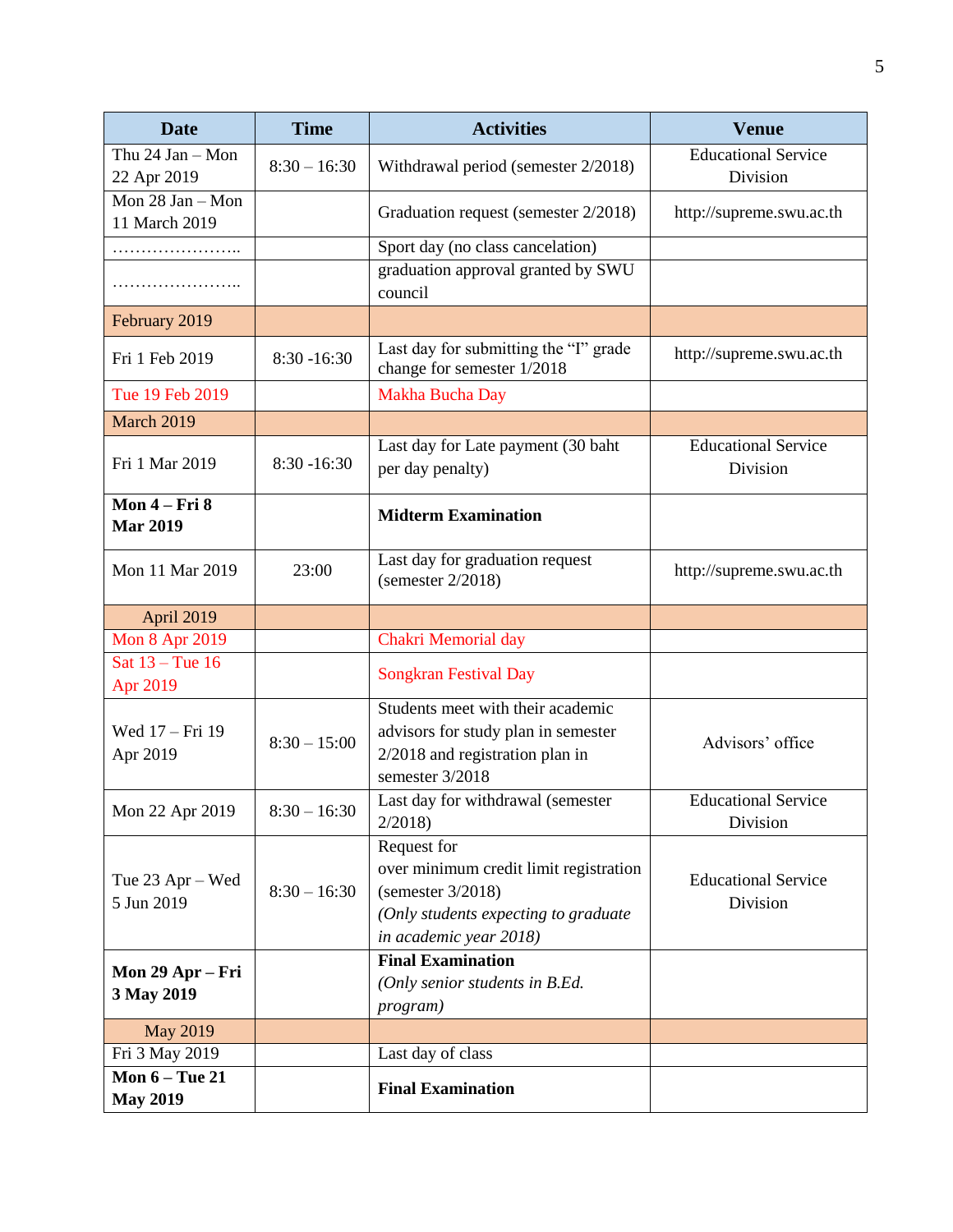| Date | Time | Activities | Venue |
|---|---|---|---|
| Thu 24 Jan – Mon 22 Apr 2019 | 8:30 – 16:30 | Withdrawal period (semester 2/2018) | Educational Service Division |
| Mon 28 Jan – Mon 11 March 2019 | | Graduation request (semester 2/2018) | http://supreme.swu.ac.th |
| ………………….. | | Sport day (no class cancelation) | |
| ………………….. | | graduation approval granted by SWU council | |
| February 2019 | | | |
| Fri 1 Feb 2019 | 8:30 -16:30 | Last day for submitting the "I" grade change for semester 1/2018 | http://supreme.swu.ac.th |
| Tue 19 Feb 2019 | | Makha Bucha Day | |
| March 2019 | | | |
| Fri 1 Mar 2019 | 8:30 -16:30 | Last day for Late payment (30 baht per day penalty) | Educational Service Division |
| **Mon 4 – Fri 8 Mar 2019** | | **Midterm Examination** | |
| Mon 11 Mar 2019 | 23:00 | Last day for graduation request (semester 2/2018) | http://supreme.swu.ac.th |
| April 2019 | | | |
| Mon 8 Apr 2019 | | Chakri Memorial day | |
| Sat 13 – Tue 16 Apr 2019 | | Songkran Festival Day | |
| Wed 17 – Fri 19 Apr 2019 | 8:30 – 15:00 | Students meet with their academic advisors for study plan in semester 2/2018 and registration plan in semester 3/2018 | Advisors' office |
| Mon 22 Apr 2019 | 8:30 – 16:30 | Last day for withdrawal (semester 2/2018) | Educational Service Division |
| Tue 23 Apr – Wed 5 Jun 2019 | 8:30 – 16:30 | Request for over minimum credit limit registration (semester 3/2018) *(Only students expecting to graduate in academic year 2018)* | Educational Service Division |
| **Mon 29 Apr – Fri 3 May 2019** | | **Final Examination** *(Only senior students in B.Ed. program)* | |
| May 2019 | | | |
| Fri 3 May 2019 | | Last day of class | |
| **Mon 6 – Tue 21 May 2019** | | **Final Examination** | |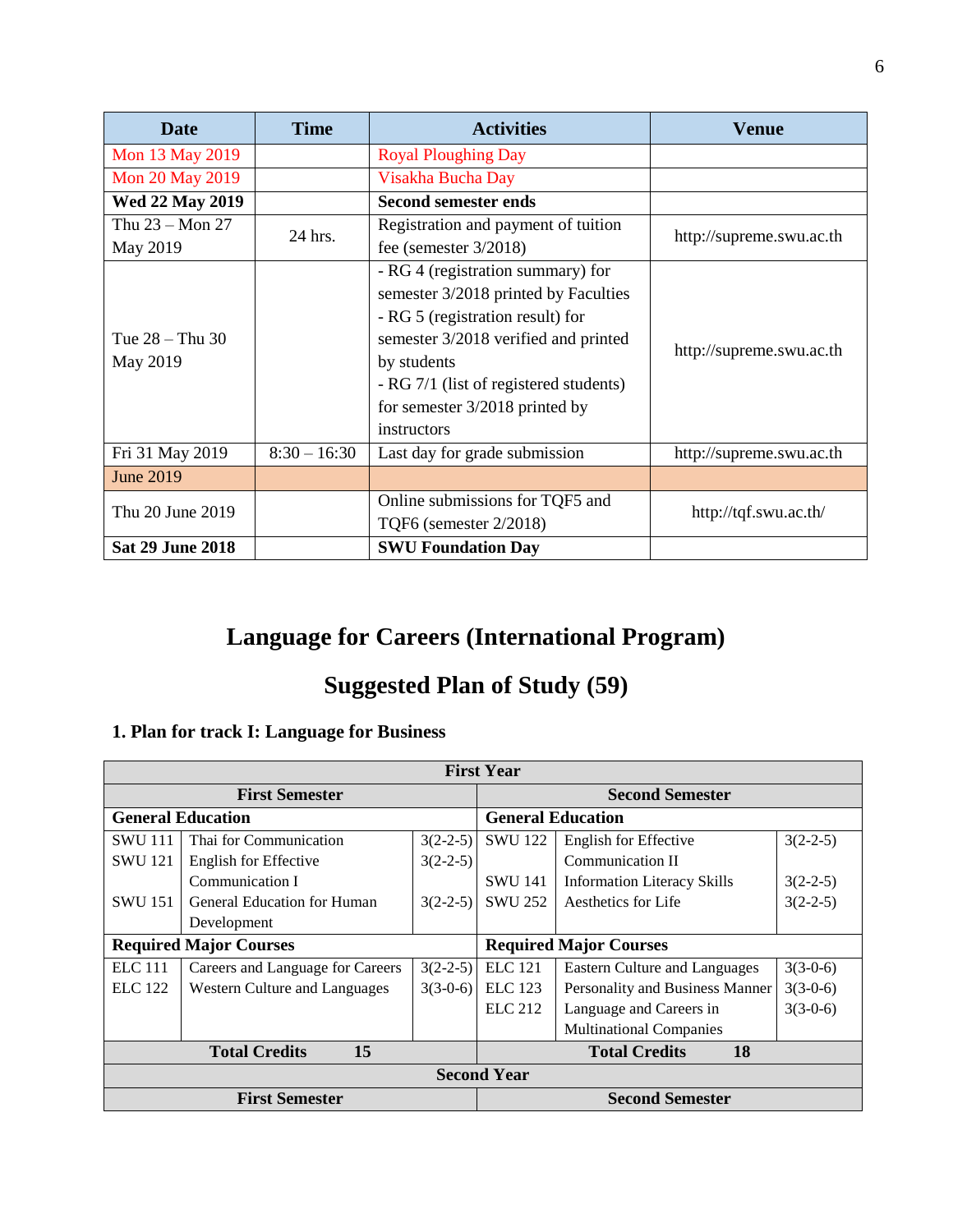| Date | Time | Activities | Venue |
|---|---|---|---|
| Mon 13 May 2019 | | Royal Ploughing Day | |
| Mon 20 May 2019 | | Visakha Bucha Day | |
| **Wed 22 May 2019** | | **Second semester ends** | |
| Thu 23 – Mon 27 May 2019 | 24 hrs. | Registration and payment of tuition fee (semester 3/2018) | http://supreme.swu.ac.th |
| Tue 28 – Thu 30 May 2019 | | - RG 4 (registration summary) for semester 3/2018 printed by Faculties<br>- RG 5 (registration result) for semester 3/2018 verified and printed by students<br>- RG 7/1 (list of registered students) for semester 3/2018 printed by instructors | http://supreme.swu.ac.th |
| Fri 31 May 2019 | 8:30 – 16:30 | Last day for grade submission | http://supreme.swu.ac.th |
| June 2019 | | | |
| Thu 20 June 2019 | | Online submissions for TQF5 and TQF6 (semester 2/2018) | http://tqf.swu.ac.th/ |
| **Sat 29 June 2018** | | **SWU Foundation Day** | |

# Language for Careers (International Program)

# Suggested Plan of Study (59)

### 1. Plan for track I: Language for Business

| **First Year** | | | | | |
|---|---|---|---|---|---|
| **First Semester** | | | **Second Semester** | | |
| **General Education** | | | **General Education** | | |
| SWU 111 | Thai for Communication | 3(2-2-5) | SWU 122 | English for Effective Communication II | 3(2-2-5) |
| SWU 121 | English for Effective Communication I | 3(2-2-5) | SWU 141 | Information Literacy Skills | 3(2-2-5) |
| SWU 151 | General Education for Human Development | 3(2-2-5) | SWU 252 | Aesthetics for Life | 3(2-2-5) |
| **Required Major Courses** | | | **Required Major Courses** | | |
| ELC 111 | Careers and Language for Careers | 3(2-2-5) | ELC 121 | Eastern Culture and Languages | 3(3-0-6) |
| ELC 122 | Western Culture and Languages | 3(3-0-6) | ELC 123 | Personality and Business Manner | 3(3-0-6) |
| | | | ELC 212 | Language and Careers in Multinational Companies | 3(3-0-6) |
| **Total Credits** | | **15** | **Total Credits** | | **18** |
| **Second Year** | | | | | |
| **First Semester** | | | **Second Semester** | | |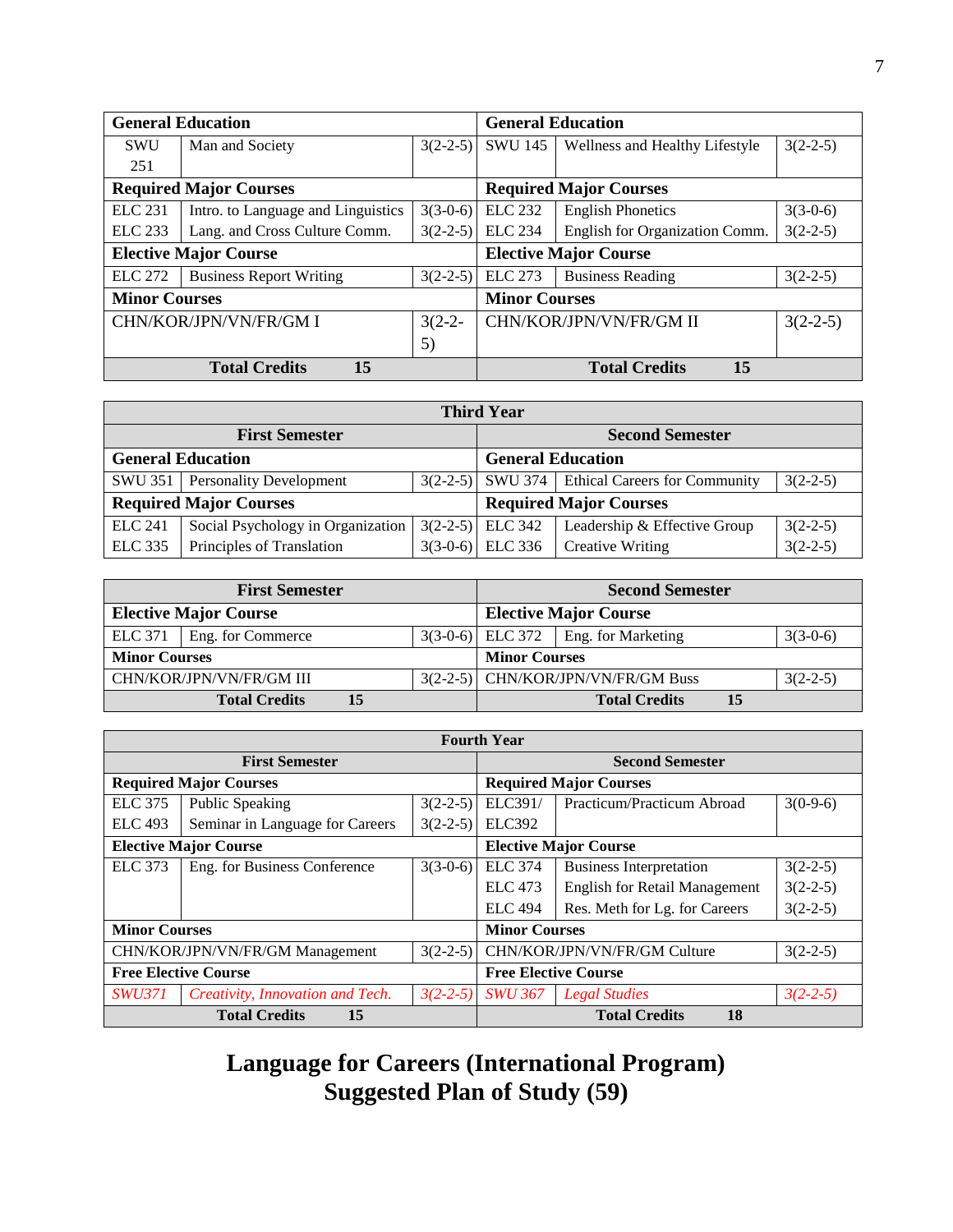| General Education | | | General Education | | |
|---|---|---|---|---|---|
| SWU 251 | Man and Society | 3(2-2-5) | SWU 145 | Wellness and Healthy Lifestyle | 3(2-2-5) |
| **Required Major Courses** | | | **Required Major Courses** | | |
| ELC 231 | Intro. to Language and Linguistics | 3(3-0-6) | ELC 232 | English Phonetics | 3(3-0-6) |
| ELC 233 | Lang. and Cross Culture Comm. | 3(2-2-5) | ELC 234 | English for Organization Comm. | 3(2-2-5) |
| **Elective Major Course** | | | **Elective Major Course** | | |
| ELC 272 | Business Report Writing | 3(2-2-5) | ELC 273 | Business Reading | 3(2-2-5) |
| **Minor Courses** | | | **Minor Courses** | | |
| CHN/KOR/JPN/VN/FR/GM I | | 3(2-2-5) | CHN/KOR/JPN/VN/FR/GM II | | 3(2-2-5) |
| **Total Credits 15** | | | **Total Credits 15** | | |

| Third Year | | | | | |
|---|---|---|---|---|---|
| **First Semester** | | | **Second Semester** | | |
| **General Education** | | | **General Education** | | |
| SWU 351 | Personality Development | 3(2-2-5) | SWU 374 | Ethical Careers for Community | 3(2-2-5) |
| **Required Major Courses** | | | **Required Major Courses** | | |
| ELC 241 | Social Psychology in Organization | 3(2-2-5) | ELC 342 | Leadership & Effective Group | 3(2-2-5) |
| ELC 335 | Principles of Translation | 3(3-0-6) | ELC 336 | Creative Writing | 3(2-2-5) |

| First Semester | | | Second Semester | | |
|---|---|---|---|---|---|
| **Elective Major Course** | | | **Elective Major Course** | | |
| ELC 371 | Eng. for Commerce | 3(3-0-6) | ELC 372 | Eng. for Marketing | 3(3-0-6) |
| **Minor Courses** | | | **Minor Courses** | | |
| CHN/KOR/JPN/VN/FR/GM III | | 3(2-2-5) | CHN/KOR/JPN/VN/FR/GM Buss | | 3(2-2-5) |
| **Total Credits 15** | | | **Total Credits 15** | | |

| Fourth Year | | | | | |
|---|---|---|---|---|---|
| **First Semester** | | | **Second Semester** | | |
| **Required Major Courses** | | | **Required Major Courses** | | |
| ELC 375 | Public Speaking | 3(2-2-5) | ELC391/ ELC392 | Practicum/Practicum Abroad | 3(0-9-6) |
| ELC 493 | Seminar in Language for Careers | 3(2-2-5) | | | |
| **Elective Major Course** | | | **Elective Major Course** | | |
| ELC 373 | Eng. for Business Conference | 3(3-0-6) | ELC 374 | Business Interpretation | 3(2-2-5) |
| | | | ELC 473 | English for Retail Management | 3(2-2-5) |
| | | | ELC 494 | Res. Meth for Lg. for Careers | 3(2-2-5) |
| **Minor Courses** | | | **Minor Courses** | | |
| CHN/KOR/JPN/VN/FR/GM Management | | 3(2-2-5) | CHN/KOR/JPN/VN/FR/GM Culture | | 3(2-2-5) |
| **Free Elective Course** | | | **Free Elective Course** | | |
| *SWU371* | *Creativity, Innovation and Tech.* | *3(2-2-5)* | *SWU 367* | *Legal Studies* | *3(2-2-5)* |
| **Total Credits 15** | | | **Total Credits 18** | | |

# Language for Careers (International Program)
# Suggested Plan of Study (59)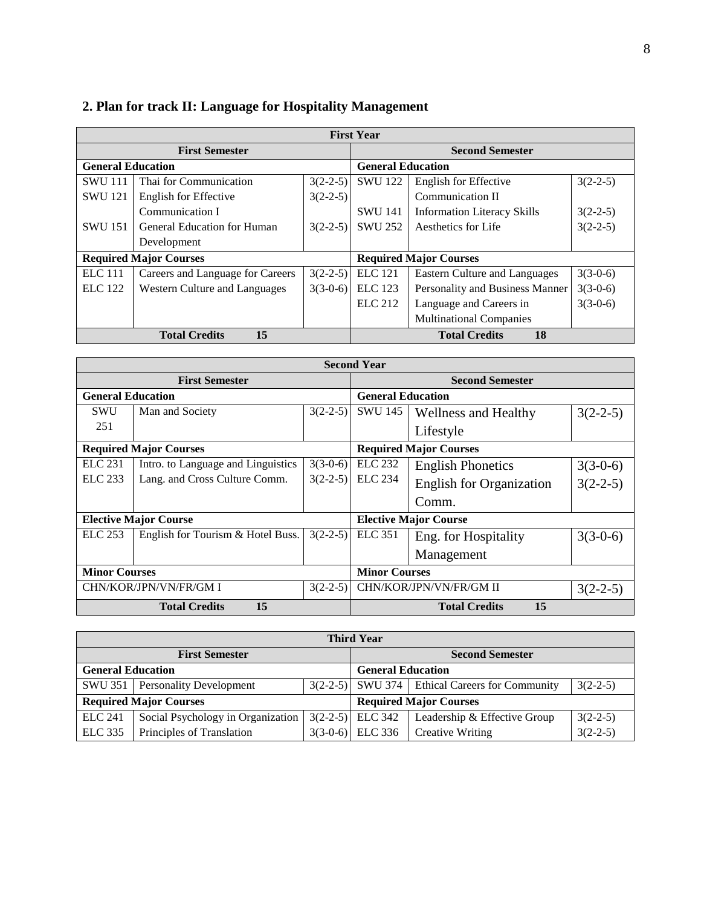## 2. Plan for track II: Language for Hospitality Management

| First Year | | | | | |
|---|---|---|---|---|---|
| **First Semester** | | | **Second Semester** | | |
| **General Education** | | | **General Education** | | |
| SWU 111 | Thai for Communication | 3(2-2-5) | SWU 122 | English for Effective Communication II | 3(2-2-5) |
| SWU 121 | English for Effective Communication I | 3(2-2-5) | SWU 141 | Information Literacy Skills | 3(2-2-5) |
| SWU 151 | General Education for Human Development | 3(2-2-5) | SWU 252 | Aesthetics for Life | 3(2-2-5) |
| **Required Major Courses** | | | **Required Major Courses** | | |
| ELC 111 | Careers and Language for Careers | 3(2-2-5) | ELC 121 | Eastern Culture and Languages | 3(3-0-6) |
| ELC 122 | Western Culture and Languages | 3(3-0-6) | ELC 123 | Personality and Business Manner | 3(3-0-6) |
| | | | ELC 212 | Language and Careers in Multinational Companies | 3(3-0-6) |
| **Total Credits 15** | | | **Total Credits 18** | | |

| Second Year | | | | | |
|---|---|---|---|---|---|
| **First Semester** | | | **Second Semester** | | |
| **General Education** | | | **General Education** | | |
| SWU 251 | Man and Society | 3(2-2-5) | SWU 145 | Wellness and Healthy Lifestyle | 3(2-2-5) |
| **Required Major Courses** | | | **Required Major Courses** | | |
| ELC 231 | Intro. to Language and Linguistics | 3(3-0-6) | ELC 232 | English Phonetics | 3(3-0-6) |
| ELC 233 | Lang. and Cross Culture Comm. | 3(2-2-5) | ELC 234 | English for Organization Comm. | 3(2-2-5) |
| **Elective Major Course** | | | **Elective Major Course** | | |
| ELC 253 | English for Tourism & Hotel Buss. | 3(2-2-5) | ELC 351 | Eng. for Hospitality Management | 3(3-0-6) |
| **Minor Courses** | | | **Minor Courses** | | |
| CHN/KOR/JPN/VN/FR/GM I | | 3(2-2-5) | CHN/KOR/JPN/VN/FR/GM II | | 3(2-2-5) |
| **Total Credits 15** | | | **Total Credits 15** | | |

| Third Year | | | | | |
|---|---|---|---|---|---|
| **First Semester** | | | **Second Semester** | | |
| **General Education** | | | **General Education** | | |
| SWU 351 | Personality Development | 3(2-2-5) | SWU 374 | Ethical Careers for Community | 3(2-2-5) |
| **Required Major Courses** | | | **Required Major Courses** | | |
| ELC 241 | Social Psychology in Organization | 3(2-2-5) | ELC 342 | Leadership & Effective Group | 3(2-2-5) |
| ELC 335 | Principles of Translation | 3(3-0-6) | ELC 336 | Creative Writing | 3(2-2-5) |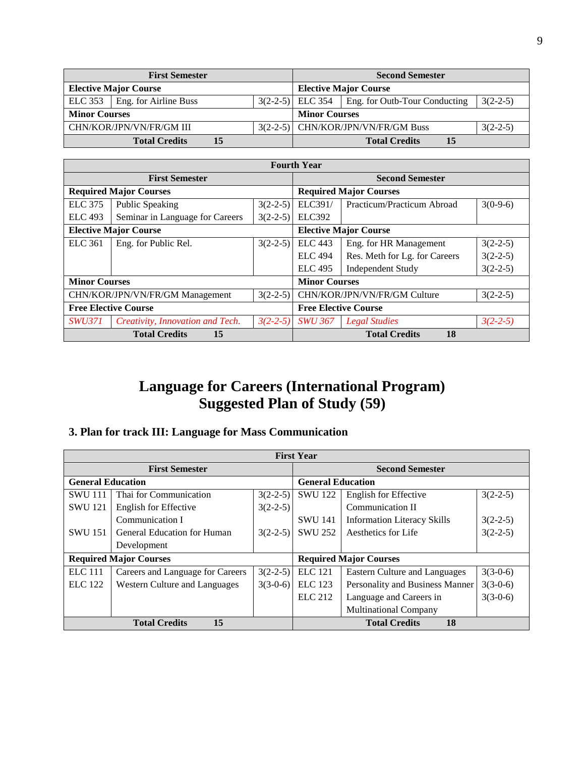| First Semester | | | Second Semester | | |
|---|---|---|---|---|---|
| **Elective Major Course** | | | **Elective Major Course** | | |
| ELC 353 | Eng. for Airline Buss | 3(2-2-5) | ELC 354 | Eng. for Outb-Tour Conducting | 3(2-2-5) |
| **Minor Courses** | | | **Minor Courses** | | |
| CHN/KOR/JPN/VN/FR/GM III | | 3(2-2-5) | CHN/KOR/JPN/VN/FR/GM Buss | | 3(2-2-5) |
| **Total Credits 15** | | | **Total Credits 15** | | |

| Fourth Year | | | | | |
|---|---|---|---|---|---|
| **First Semester** | | | **Second Semester** | | |
| **Required Major Courses** | | | **Required Major Courses** | | |
| ELC 375 | Public Speaking | 3(2-2-5) | ELC391/ | Practicum/Practicum Abroad | 3(0-9-6) |
| ELC 493 | Seminar in Language for Careers | 3(2-2-5) | ELC392 | | |
| **Elective Major Course** | | | **Elective Major Course** | | |
| ELC 361 | Eng. for Public Rel. | 3(2-2-5) | ELC 443 | Eng. for HR Management | 3(2-2-5) |
| | | | ELC 494 | Res. Meth for Lg. for Careers | 3(2-2-5) |
| | | | ELC 495 | Independent Study | 3(2-2-5) |
| **Minor Courses** | | | **Minor Courses** | | |
| CHN/KOR/JPN/VN/FR/GM Management | | 3(2-2-5) | CHN/KOR/JPN/VN/FR/GM Culture | | 3(2-2-5) |
| **Free Elective Course** | | | **Free Elective Course** | | |
| *SWU371* | *Creativity, Innovation and Tech.* | *3(2-2-5)* | *SWU 367* | *Legal Studies* | *3(2-2-5)* |
| **Total Credits 15** | | | **Total Credits 18** | | |

# Language for Careers (International Program) Suggested Plan of Study (59)

## 3. Plan for track III: Language for Mass Communication

| First Year | | | | | |
|---|---|---|---|---|---|
| **First Semester** | | | **Second Semester** | | |
| **General Education** | | | **General Education** | | |
| SWU 111 | Thai for Communication | 3(2-2-5) | SWU 122 | English for Effective Communication II | 3(2-2-5) |
| SWU 121 | English for Effective Communication I | 3(2-2-5) | SWU 141 | Information Literacy Skills | 3(2-2-5) |
| SWU 151 | General Education for Human Development | 3(2-2-5) | SWU 252 | Aesthetics for Life | 3(2-2-5) |
| **Required Major Courses** | | | **Required Major Courses** | | |
| ELC 111 | Careers and Language for Careers | 3(2-2-5) | ELC 121 | Eastern Culture and Languages | 3(3-0-6) |
| ELC 122 | Western Culture and Languages | 3(3-0-6) | ELC 123 | Personality and Business Manner | 3(3-0-6) |
| | | | ELC 212 | Language and Careers in Multinational Company | 3(3-0-6) |
| **Total Credits 15** | | | **Total Credits 18** | | |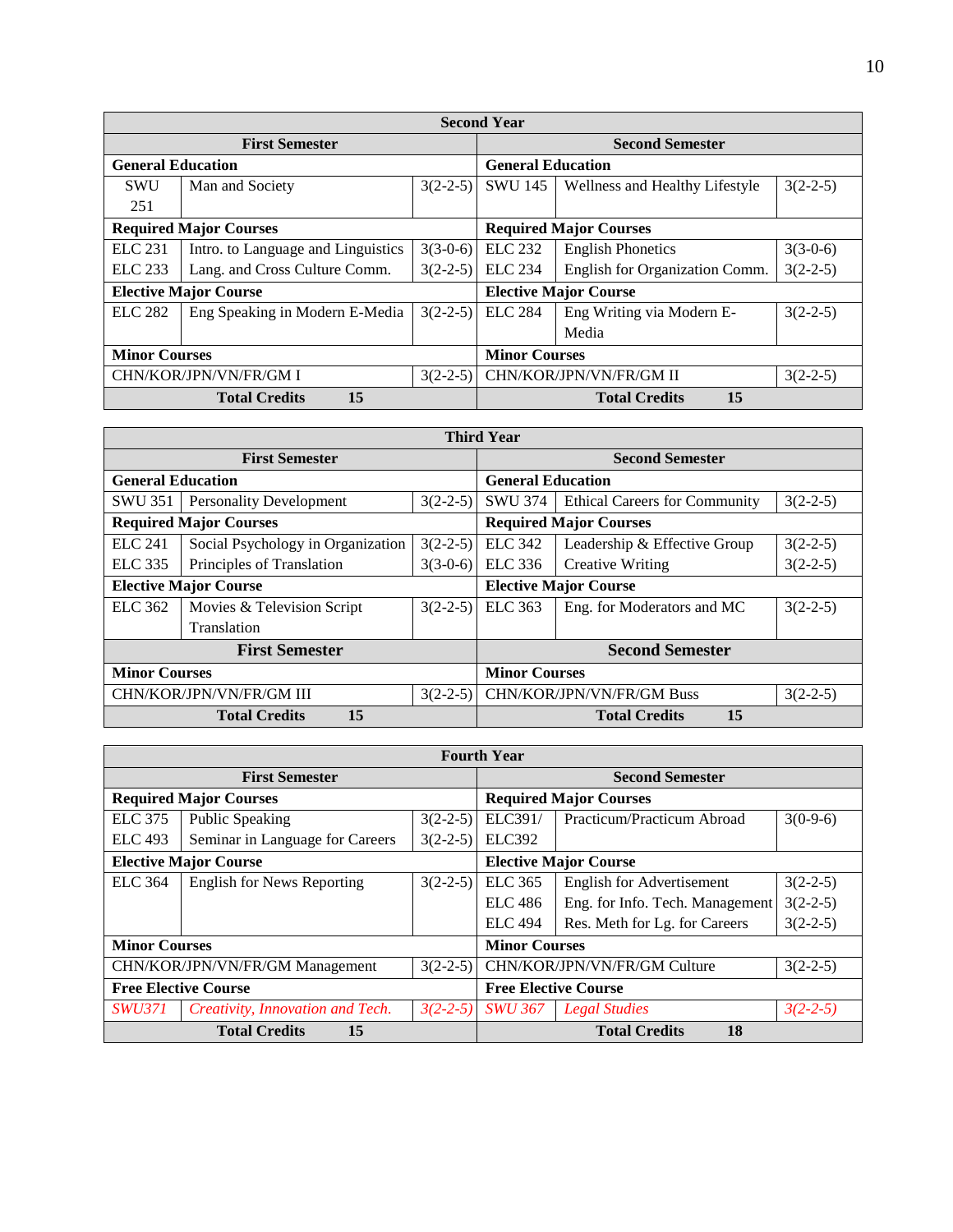| Second Year | | | | | |
|---|---|---|---|---|---|
| **First Semester** | | | **Second Semester** | | |
| **General Education** | | | **General Education** | | |
| SWU 251 | Man and Society | 3(2-2-5) | SWU 145 | Wellness and Healthy Lifestyle | 3(2-2-5) |
| **Required Major Courses** | | | **Required Major Courses** | | |
| ELC 231 | Intro. to Language and Linguistics | 3(3-0-6) | ELC 232 | English Phonetics | 3(3-0-6) |
| ELC 233 | Lang. and Cross Culture Comm. | 3(2-2-5) | ELC 234 | English for Organization Comm. | 3(2-2-5) |
| **Elective Major Course** | | | **Elective Major Course** | | |
| ELC 282 | Eng Speaking in Modern E-Media | 3(2-2-5) | ELC 284 | Eng Writing via Modern E-Media | 3(2-2-5) |
| **Minor Courses** | | | **Minor Courses** | | |
| CHN/KOR/JPN/VN/FR/GM I | | 3(2-2-5) | CHN/KOR/JPN/VN/FR/GM II | | 3(2-2-5) |
| **Total Credits 15** | | | **Total Credits 15** | | |

| Third Year | | | | | |
|---|---|---|---|---|---|
| **First Semester** | | | **Second Semester** | | |
| **General Education** | | | **General Education** | | |
| SWU 351 | Personality Development | 3(2-2-5) | SWU 374 | Ethical Careers for Community | 3(2-2-5) |
| **Required Major Courses** | | | **Required Major Courses** | | |
| ELC 241 | Social Psychology in Organization | 3(2-2-5) | ELC 342 | Leadership & Effective Group | 3(2-2-5) |
| ELC 335 | Principles of Translation | 3(3-0-6) | ELC 336 | Creative Writing | 3(2-2-5) |
| **Elective Major Course** | | | **Elective Major Course** | | |
| ELC 362 | Movies & Television Script Translation | 3(2-2-5) | ELC 363 | Eng. for Moderators and MC | 3(2-2-5) |
| **First Semester** | | | **Second Semester** | | |
| **Minor Courses** | | | **Minor Courses** | | |
| CHN/KOR/JPN/VN/FR/GM III | | 3(2-2-5) | CHN/KOR/JPN/VN/FR/GM Buss | | 3(2-2-5) |
| **Total Credits 15** | | | **Total Credits 15** | | |

| Fourth Year | | | | | |
|---|---|---|---|---|---|
| **First Semester** | | | **Second Semester** | | |
| **Required Major Courses** | | | **Required Major Courses** | | |
| ELC 375 | Public Speaking | 3(2-2-5) | ELC391/ ELC392 | Practicum/Practicum Abroad | 3(0-9-6) |
| ELC 493 | Seminar in Language for Careers | 3(2-2-5) | | | |
| **Elective Major Course** | | | **Elective Major Course** | | |
| ELC 364 | English for News Reporting | 3(2-2-5) | ELC 365 | English for Advertisement | 3(2-2-5) |
| | | | ELC 486 | Eng. for Info. Tech. Management | 3(2-2-5) |
| | | | ELC 494 | Res. Meth for Lg. for Careers | 3(2-2-5) |
| **Minor Courses** | | | **Minor Courses** | | |
| CHN/KOR/JPN/VN/FR/GM Management | | 3(2-2-5) | CHN/KOR/JPN/VN/FR/GM Culture | | 3(2-2-5) |
| **Free Elective Course** | | | **Free Elective Course** | | |
| *SWU371* | *Creativity, Innovation and Tech.* | *3(2-2-5)* | *SWU 367* | *Legal Studies* | *3(2-2-5)* |
| **Total Credits 15** | | | **Total Credits 18** | | |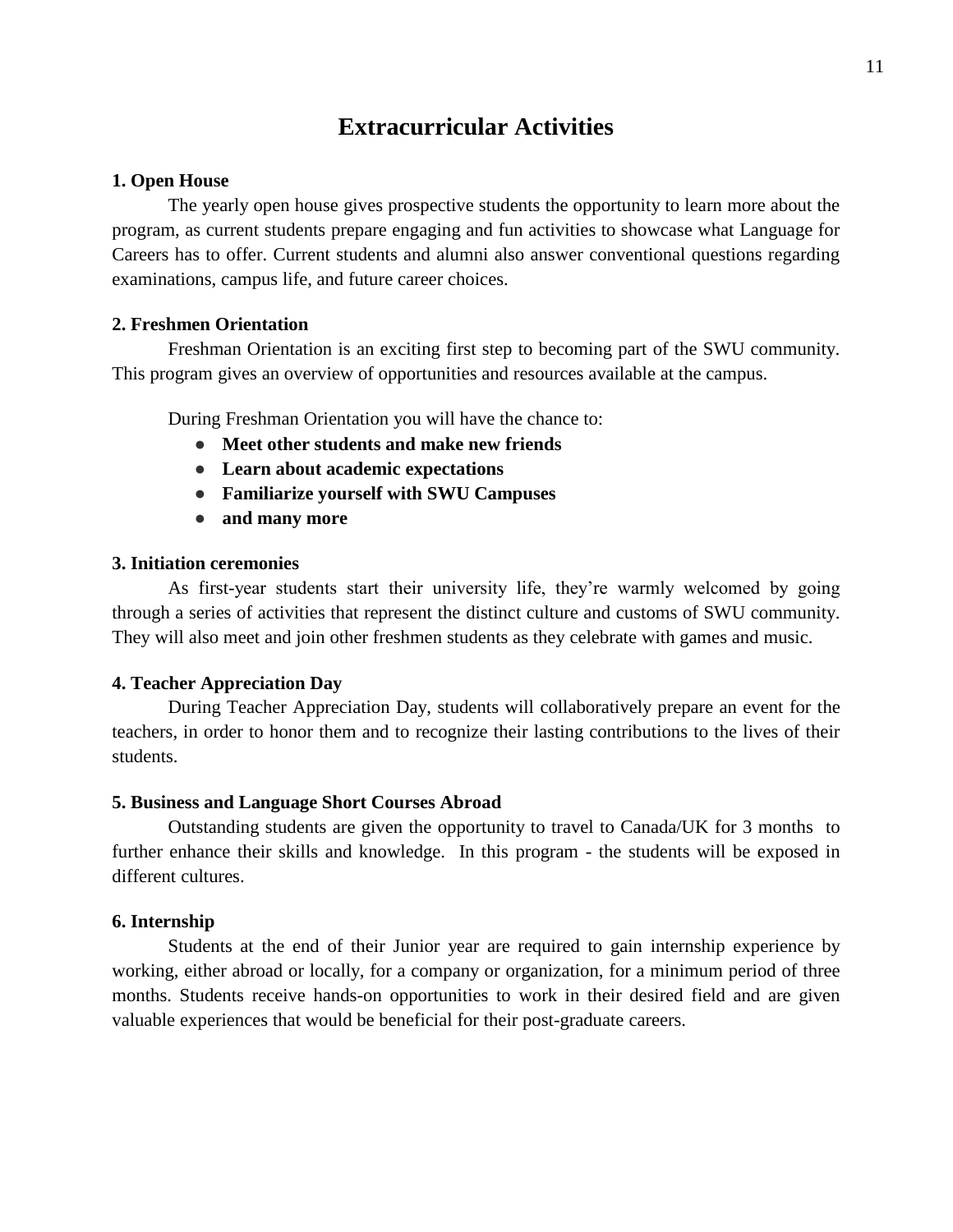# Extracurricular Activities

**1. Open House**

The yearly open house gives prospective students the opportunity to learn more about the program, as current students prepare engaging and fun activities to showcase what Language for Careers has to offer. Current students and alumni also answer conventional questions regarding examinations, campus life, and future career choices.

**2. Freshmen Orientation**

Freshman Orientation is an exciting first step to becoming part of the SWU community. This program gives an overview of opportunities and resources available at the campus.

During Freshman Orientation you will have the chance to:

- **Meet other students and make new friends**
- **Learn about academic expectations**
- **Familiarize yourself with SWU Campuses**
- **and many more**

**3. Initiation ceremonies**

As first-year students start their university life, they're warmly welcomed by going through a series of activities that represent the distinct culture and customs of SWU community. They will also meet and join other freshmen students as they celebrate with games and music.

**4. Teacher Appreciation Day**

During Teacher Appreciation Day, students will collaboratively prepare an event for the teachers, in order to honor them and to recognize their lasting contributions to the lives of their students.

**5. Business and Language Short Courses Abroad**

Outstanding students are given the opportunity to travel to Canada/UK for 3 months to further enhance their skills and knowledge. In this program - the students will be exposed in different cultures.

**6. Internship**

Students at the end of their Junior year are required to gain internship experience by working, either abroad or locally, for a company or organization, for a minimum period of three months. Students receive hands-on opportunities to work in their desired field and are given valuable experiences that would be beneficial for their post-graduate careers.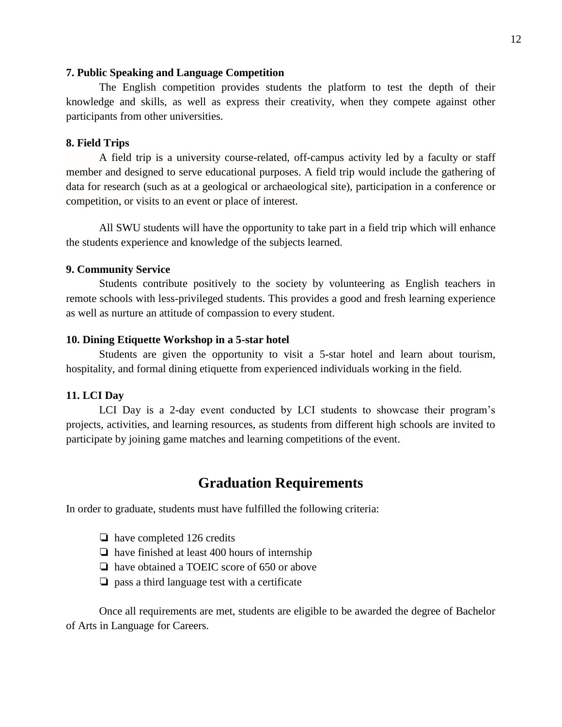**7. Public Speaking and Language Competition**

The English competition provides students the platform to test the depth of their knowledge and skills, as well as express their creativity, when they compete against other participants from other universities.

**8. Field Trips**

A field trip is a university course-related, off-campus activity led by a faculty or staff member and designed to serve educational purposes. A field trip would include the gathering of data for research (such as at a geological or archaeological site), participation in a conference or competition, or visits to an event or place of interest.

All SWU students will have the opportunity to take part in a field trip which will enhance the students experience and knowledge of the subjects learned.

**9. Community Service**

Students contribute positively to the society by volunteering as English teachers in remote schools with less-privileged students. This provides a good and fresh learning experience as well as nurture an attitude of compassion to every student.

**10. Dining Etiquette Workshop in a 5-star hotel**

Students are given the opportunity to visit a 5-star hotel and learn about tourism, hospitality, and formal dining etiquette from experienced individuals working in the field.

**11. LCI Day**

LCI Day is a 2-day event conducted by LCI students to showcase their program's projects, activities, and learning resources, as students from different high schools are invited to participate by joining game matches and learning competitions of the event.

## Graduation Requirements

In order to graduate, students must have fulfilled the following criteria:

- ❏ have completed 126 credits
- ❏ have finished at least 400 hours of internship
- ❏ have obtained a TOEIC score of 650 or above
- ❏ pass a third language test with a certificate

Once all requirements are met, students are eligible to be awarded the degree of Bachelor of Arts in Language for Careers.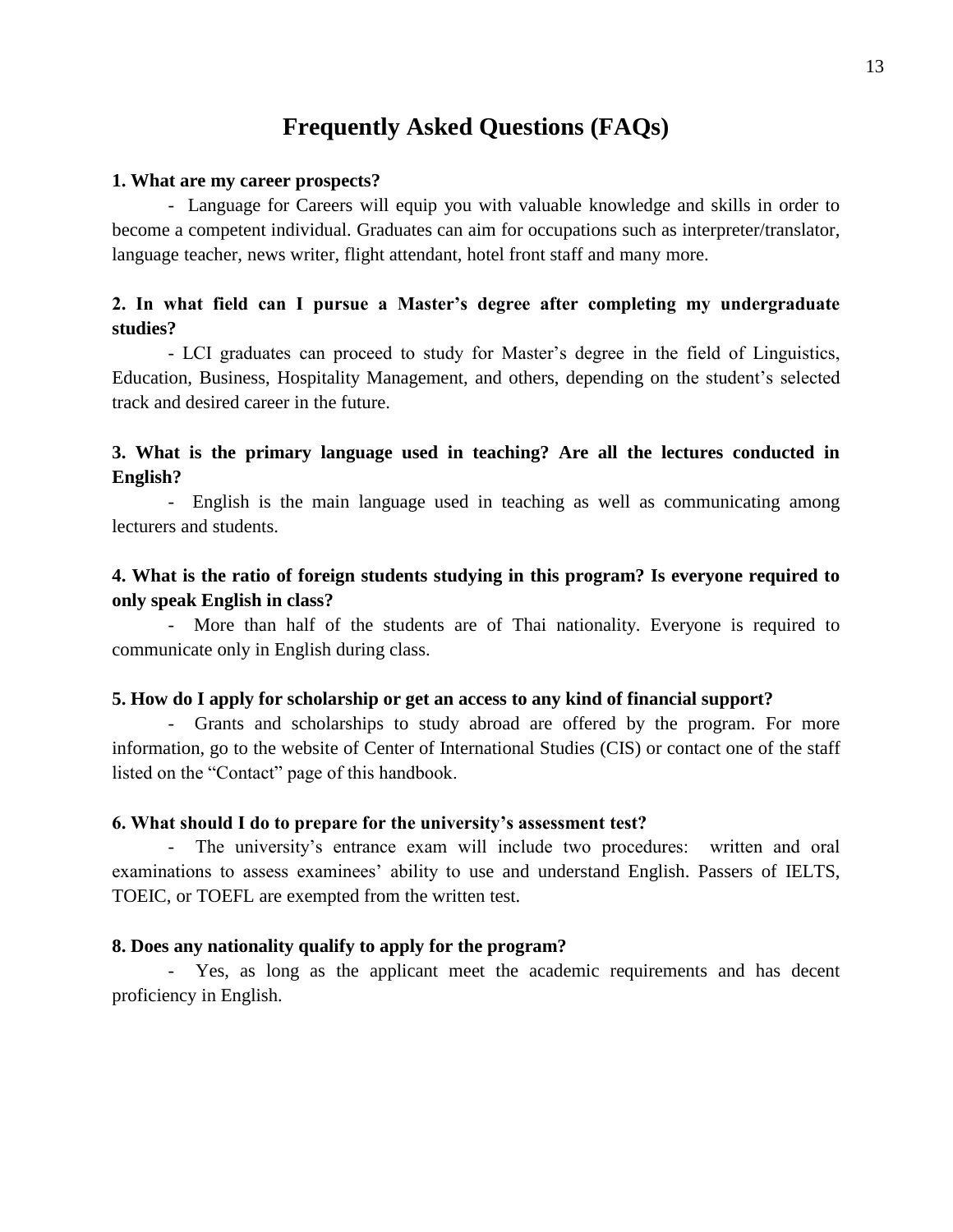# Frequently Asked Questions (FAQs)

**1. What are my career prospects?**

- Language for Careers will equip you with valuable knowledge and skills in order to become a competent individual. Graduates can aim for occupations such as interpreter/translator, language teacher, news writer, flight attendant, hotel front staff and many more.

**2. In what field can I pursue a Master's degree after completing my undergraduate studies?**

- LCI graduates can proceed to study for Master's degree in the field of Linguistics, Education, Business, Hospitality Management, and others, depending on the student's selected track and desired career in the future.

**3. What is the primary language used in teaching? Are all the lectures conducted in English?**

- English is the main language used in teaching as well as communicating among lecturers and students.

**4. What is the ratio of foreign students studying in this program? Is everyone required to only speak English in class?**

- More than half of the students are of Thai nationality. Everyone is required to communicate only in English during class.

**5. How do I apply for scholarship or get an access to any kind of financial support?**

- Grants and scholarships to study abroad are offered by the program. For more information, go to the website of Center of International Studies (CIS) or contact one of the staff listed on the "Contact" page of this handbook.

**6. What should I do to prepare for the university's assessment test?**

- The university's entrance exam will include two procedures: written and oral examinations to assess examinees' ability to use and understand English. Passers of IELTS, TOEIC, or TOEFL are exempted from the written test.

**8. Does any nationality qualify to apply for the program?**

- Yes, as long as the applicant meet the academic requirements and has decent proficiency in English.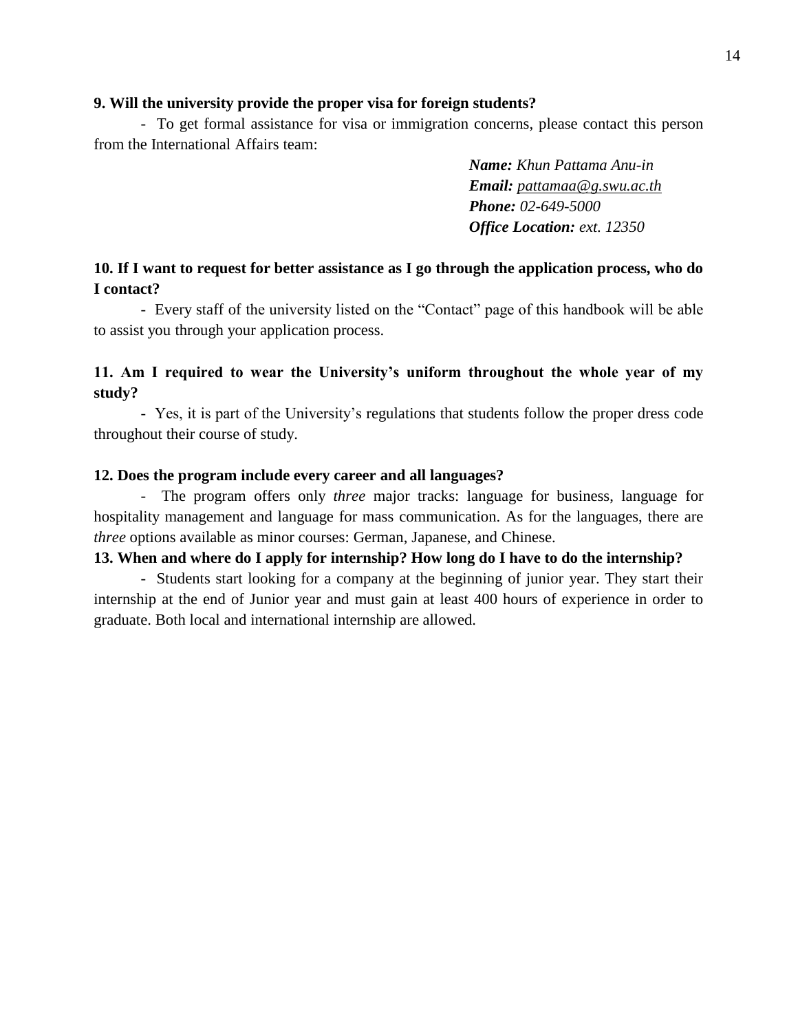**9. Will the university provide the proper visa for foreign students?**

- To get formal assistance for visa or immigration concerns, please contact this person from the International Affairs team:

> ***Name:*** *Khun Pattama Anu-in*
> ***Email:*** *pattamaa@g.swu.ac.th*
> ***Phone:*** *02-649-5000*
> ***Office Location:*** *ext. 12350*

**10. If I want to request for better assistance as I go through the application process, who do I contact?**

- Every staff of the university listed on the "Contact" page of this handbook will be able to assist you through your application process.

**11. Am I required to wear the University's uniform throughout the whole year of my study?**

- Yes, it is part of the University's regulations that students follow the proper dress code throughout their course of study.

**12. Does the program include every career and all languages?**

- The program offers only *three* major tracks: language for business, language for hospitality management and language for mass communication. As for the languages, there are *three* options available as minor courses: German, Japanese, and Chinese.

**13. When and where do I apply for internship? How long do I have to do the internship?**

- Students start looking for a company at the beginning of junior year. They start their internship at the end of Junior year and must gain at least 400 hours of experience in order to graduate. Both local and international internship are allowed.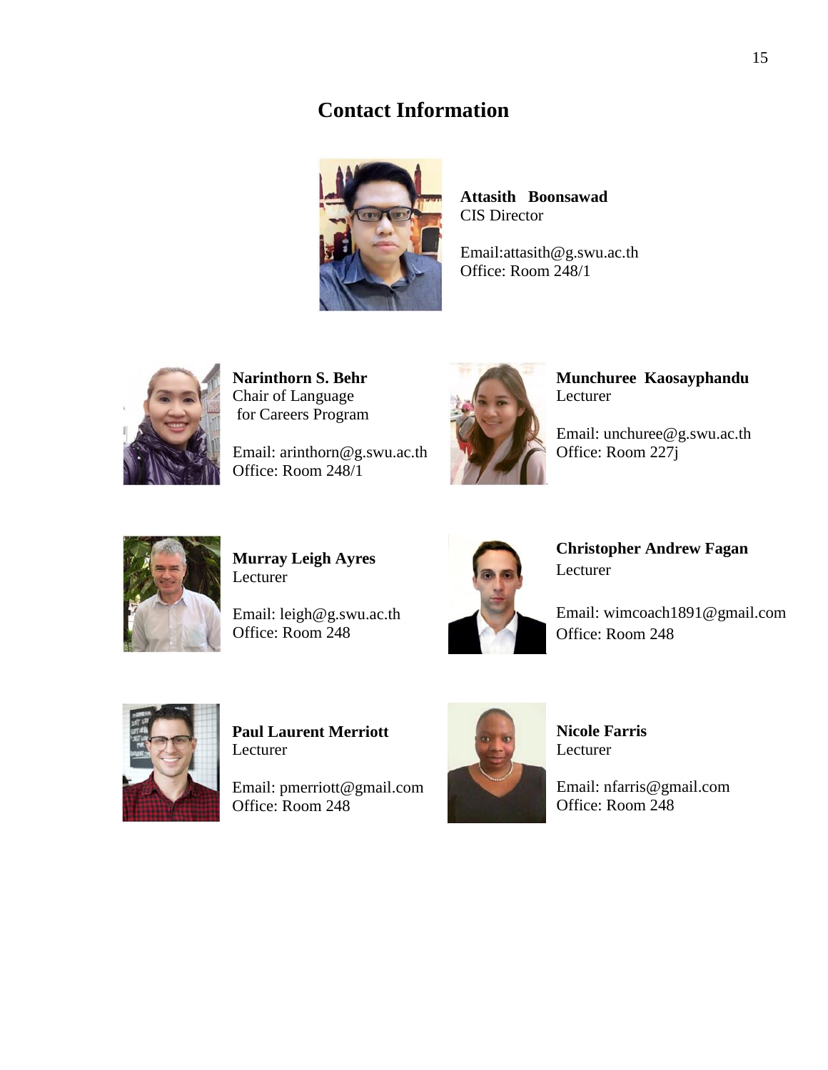## Contact Information

**Attasith Boonsawad**
CIS Director

Email:attasith@g.swu.ac.th
Office: Room 248/1

**Narinthorn S. Behr**
Chair of Language
for Careers Program

Email: arinthorn@g.swu.ac.th
Office: Room 248/1

**Munchuree Kaosayphandu**
Lecturer

Email: unchuree@g.swu.ac.th
Office: Room 227j

**Murray Leigh Ayres**
Lecturer

Email: leigh@g.swu.ac.th
Office: Room 248

**Christopher Andrew Fagan**
Lecturer

Email: wimcoach1891@gmail.com
Office: Room 248

**Paul Laurent Merriott**
Lecturer

Email: pmerriott@gmail.com
Office: Room 248

**Nicole Farris**
Lecturer

Email: nfarris@gmail.com
Office: Room 248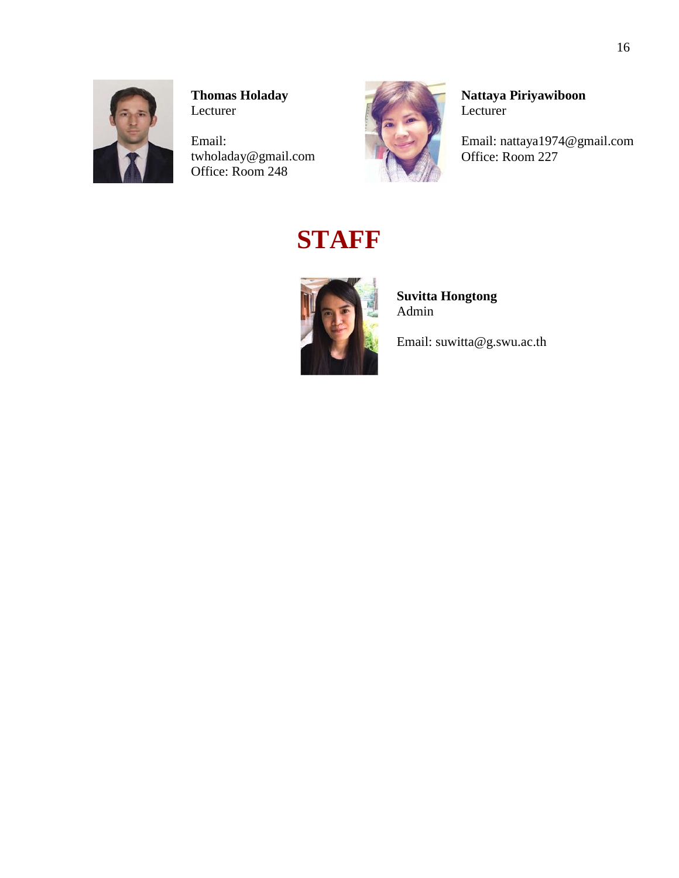**Thomas Holaday**
Lecturer

Email:
twholaday@gmail.com
Office: Room 248

**Nattaya Piriyawiboon**
Lecturer

Email: nattaya1974@gmail.com
Office: Room 227

# STAFF

**Suvitta Hongtong**
Admin

Email: suwitta@g.swu.ac.th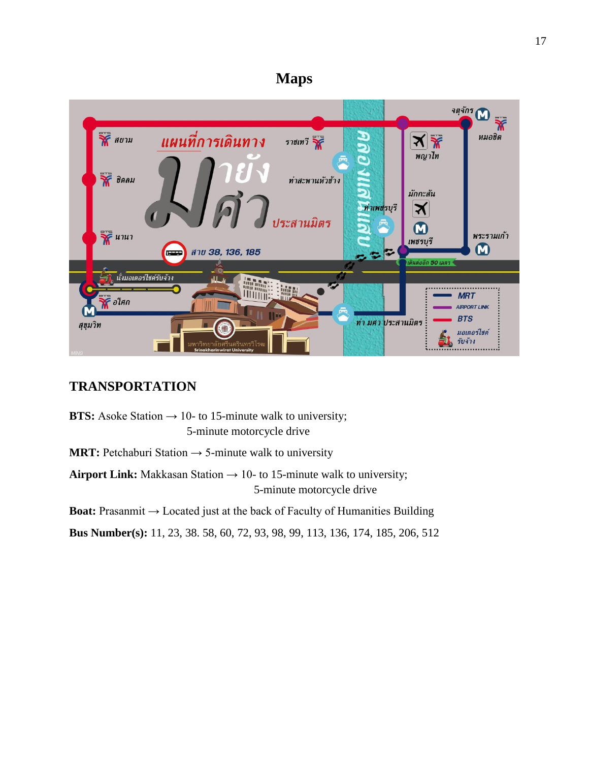# Maps

## TRANSPORTATION

**BTS:** Asoke Station → 10- to 15-minute walk to university;
5-minute motorcycle drive

**MRT:** Petchaburi Station → 5-minute walk to university

**Airport Link:** Makkasan Station → 10- to 15-minute walk to university;
5-minute motorcycle drive

**Boat:** Prasanmit → Located just at the back of Faculty of Humanities Building

**Bus Number(s):** 11, 23, 38. 58, 60, 72, 93, 98, 99, 113, 136, 174, 185, 206, 512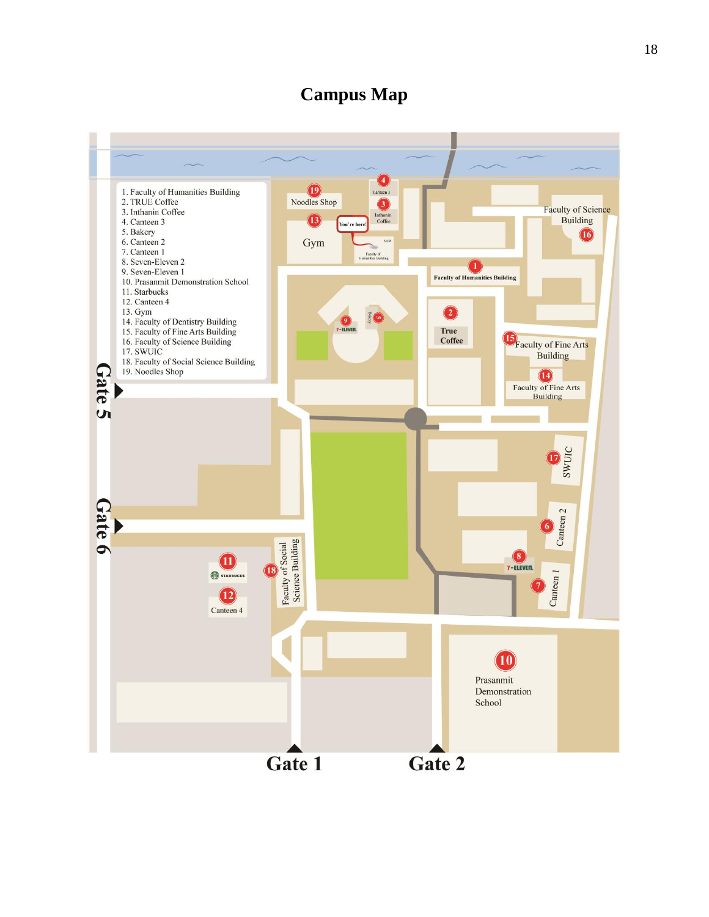# Campus Map

1. Faculty of Humanities Building
2. TRUE Coffee
3. Inthanin Coffee
4. Canteen 3
5. Bakery
6. Canteen 2
7. Canteen 1
8. Seven-Eleven 2
9. Seven-Eleven 1
10. Prasanmit Demonstration School
11. Starbucks
12. Canteen 4
13. Gym
14. Faculty of Dentistry Building
15. Faculty of Fine Arts Building
16. Faculty of Science Building
17. SWUIC
18. Faculty of Social Science Building
19. Noodles Shop

Gate 5

Gate 6

Gate 1

Gate 2

Noodles Shop

Canteen 3

Inthanin Coffee

You're here!

Gym

Faculty of Humanities Building

Faculty of Science Building

True Coffee

Faculty of Fine Arts Building

Faculty of Fine Arts Building

SWUIC

Canteen 2

Canteen 1

Faculty of Social Science Building

Canteen 4

Prasanmit Demonstration School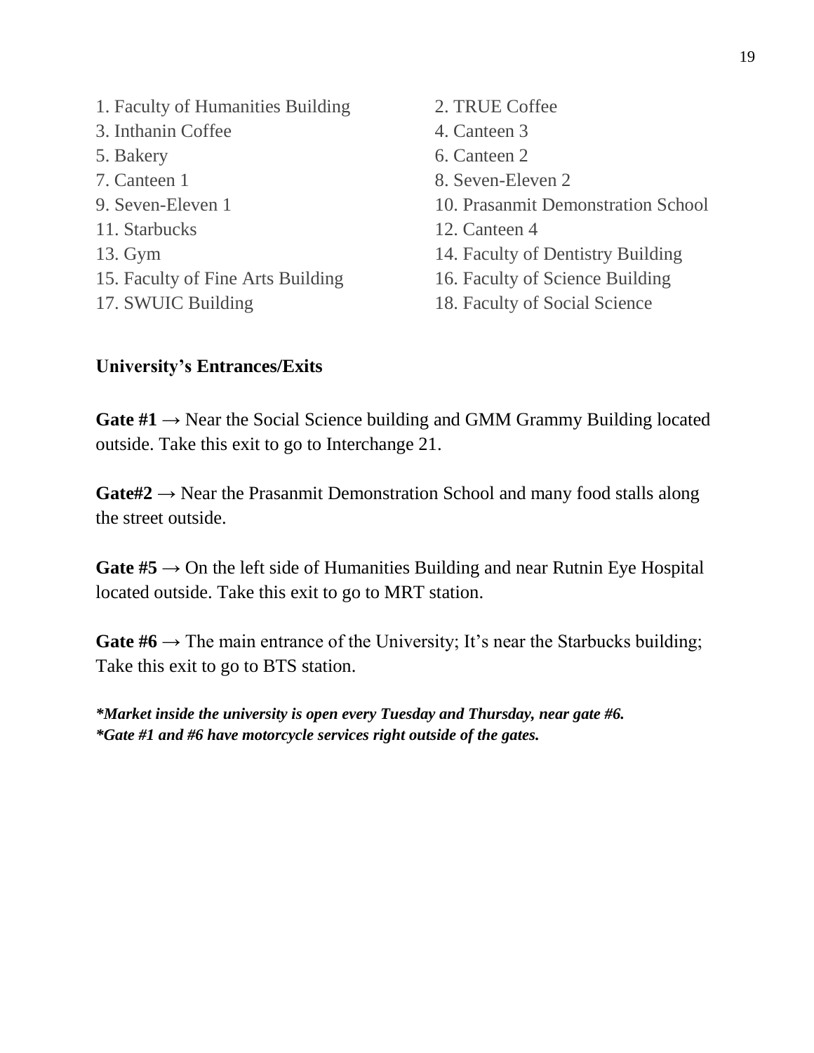1. Faculty of Humanities Building
2. TRUE Coffee
3. Inthanin Coffee
4. Canteen 3
5. Bakery
6. Canteen 2
7. Canteen 1
8. Seven-Eleven 2
9. Seven-Eleven 1
10. Prasanmit Demonstration School
11. Starbucks
12. Canteen 4
13. Gym
14. Faculty of Dentistry Building
15. Faculty of Fine Arts Building
16. Faculty of Science Building
17. SWUIC Building
18. Faculty of Social Science

**University's Entrances/Exits**

**Gate #1** → Near the Social Science building and GMM Grammy Building located outside. Take this exit to go to Interchange 21.

**Gate#2** → Near the Prasanmit Demonstration School and many food stalls along the street outside.

**Gate #5** → On the left side of Humanities Building and near Rutnin Eye Hospital located outside. Take this exit to go to MRT station.

**Gate #6** → The main entrance of the University; It's near the Starbucks building; Take this exit to go to BTS station.

***Market inside the university is open every Tuesday and Thursday, near gate #6.***
***\*Gate #1 and #6 have motorcycle services right outside of the gates.***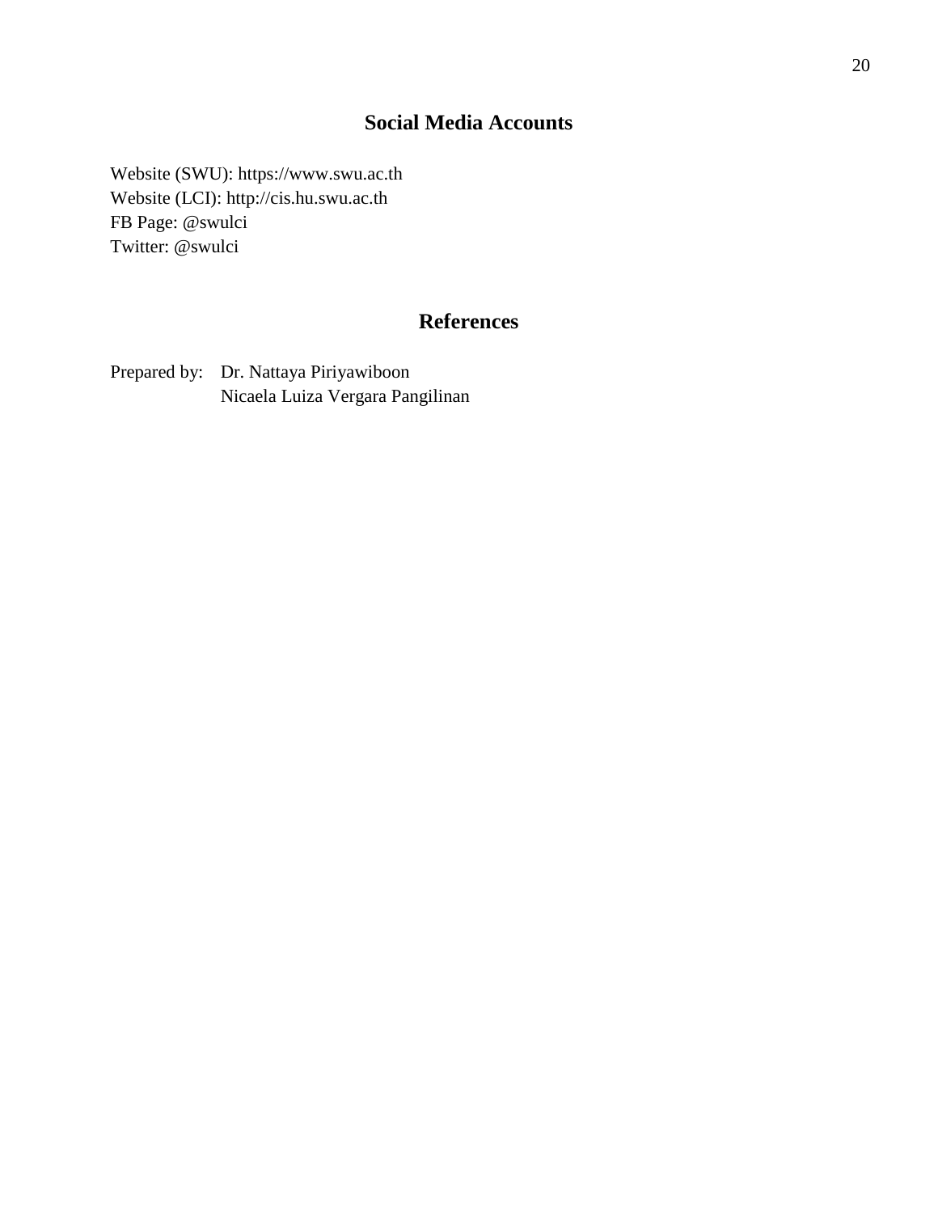## Social Media Accounts

Website (SWU): https://www.swu.ac.th
Website (LCI): http://cis.hu.swu.ac.th
FB Page: @swulci
Twitter: @swulci

## References

Prepared by: Dr. Nattaya Piriyawiboon
Nicaela Luiza Vergara Pangilinan